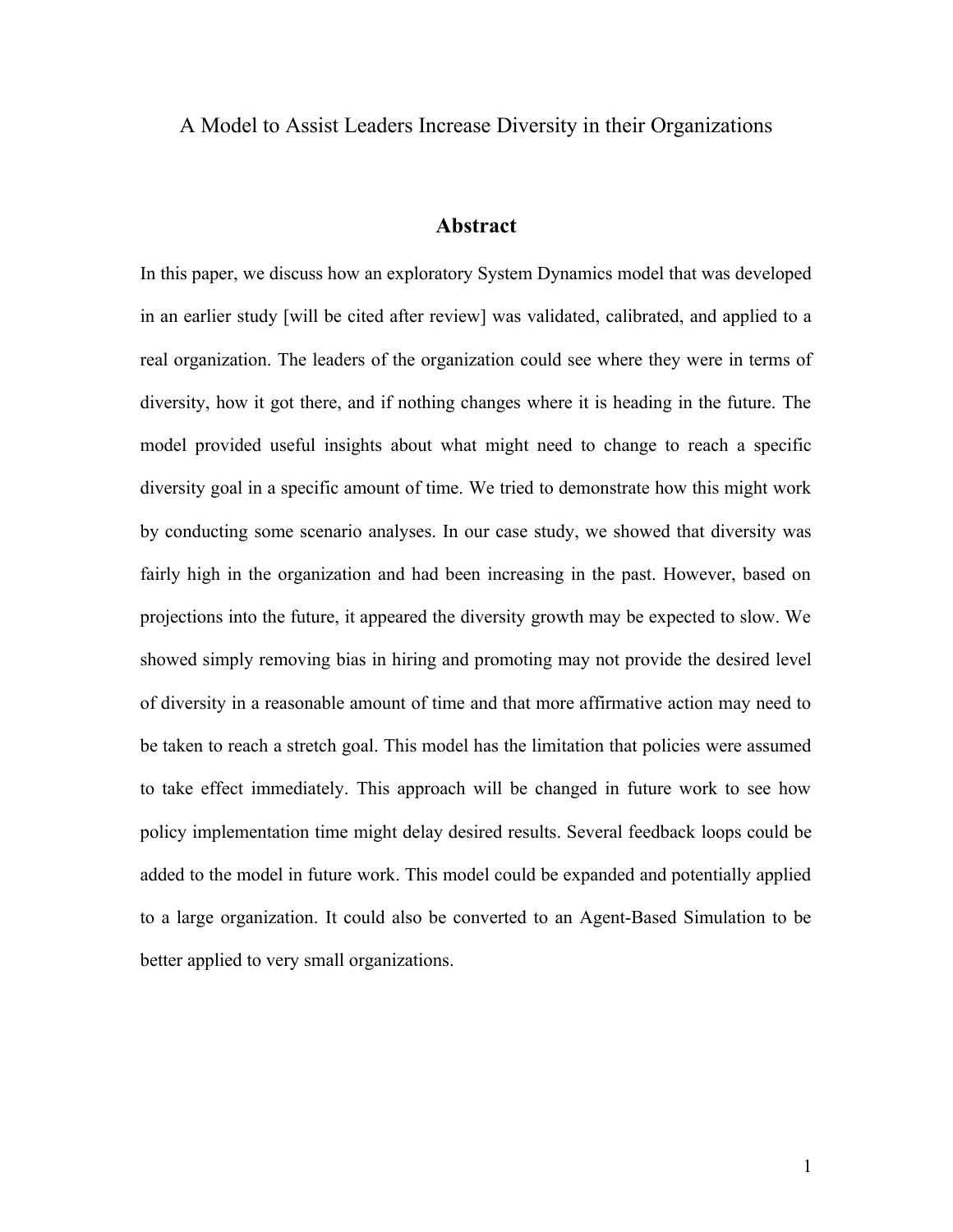# A Model to Assist Leaders Increase Diversity in their Organizations

## Abstract

In this paper, we discuss how an exploratory System Dynamics model that was developed in an earlier study [will be cited after review] was validated, calibrated, and applied to a real organization. The leaders of the organization could see where they were in terms of diversity, how it got there, and if nothing changes where it is heading in the future. The model provided useful insights about what might need to change to reach a specific diversity goal in a specific amount of time. We tried to demonstrate how this might work by conducting some scenario analyses. In our case study, we showed that diversity was fairly high in the organization and had been increasing in the past. However, based on projections into the future, it appeared the diversity growth may be expected to slow. We showed simply removing bias in hiring and promoting may not provide the desired level of diversity in a reasonable amount of time and that more affirmative action may need to be taken to reach a stretch goal. This model has the limitation that policies were assumed to take effect immediately. This approach will be changed in future work to see how policy implementation time might delay desired results. Several feedback loops could be added to the model in future work. This model could be expanded and potentially applied to a large organization. It could also be converted to an Agent-Based Simulation to be better applied to very small organizations.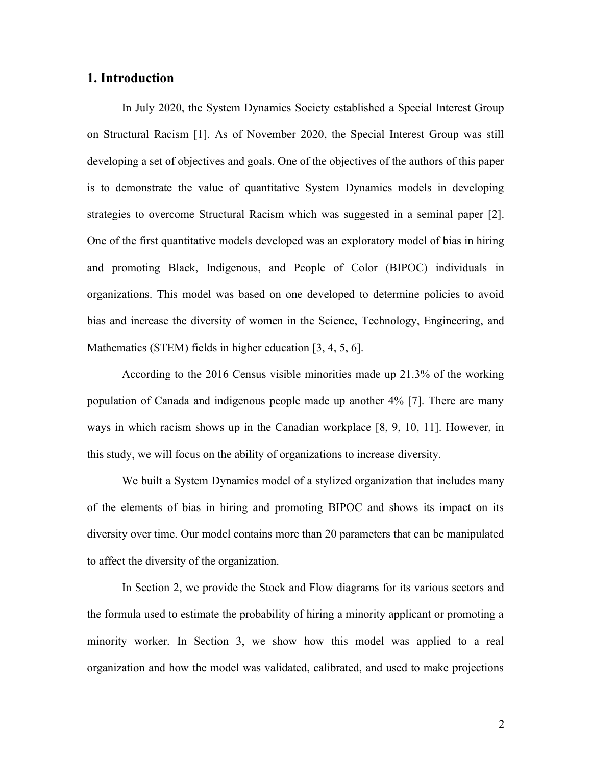## 1. Introduction

In July 2020, the System Dynamics Society established a Special Interest Group on Structural Racism [1]. As of November 2020, the Special Interest Group was still developing a set of objectives and goals. One of the objectives of the authors of this paper is to demonstrate the value of quantitative System Dynamics models in developing strategies to overcome Structural Racism which was suggested in a seminal paper [2]. One of the first quantitative models developed was an exploratory model of bias in hiring and promoting Black, Indigenous, and People of Color (BIPOC) individuals in organizations. This model was based on one developed to determine policies to avoid bias and increase the diversity of women in the Science, Technology, Engineering, and Mathematics (STEM) fields in higher education [3, 4, 5, 6].

According to the 2016 Census visible minorities made up 21.3% of the working population of Canada and indigenous people made up another 4% [7]. There are many ways in which racism shows up in the Canadian workplace [8, 9, 10, 11]. However, in this study, we will focus on the ability of organizations to increase diversity.

We built a System Dynamics model of a stylized organization that includes many of the elements of bias in hiring and promoting BIPOC and shows its impact on its diversity over time. Our model contains more than 20 parameters that can be manipulated to affect the diversity of the organization.

In Section 2, we provide the Stock and Flow diagrams for its various sectors and the formula used to estimate the probability of hiring a minority applicant or promoting a minority worker. In Section 3, we show how this model was applied to a real organization and how the model was validated, calibrated, and used to make projections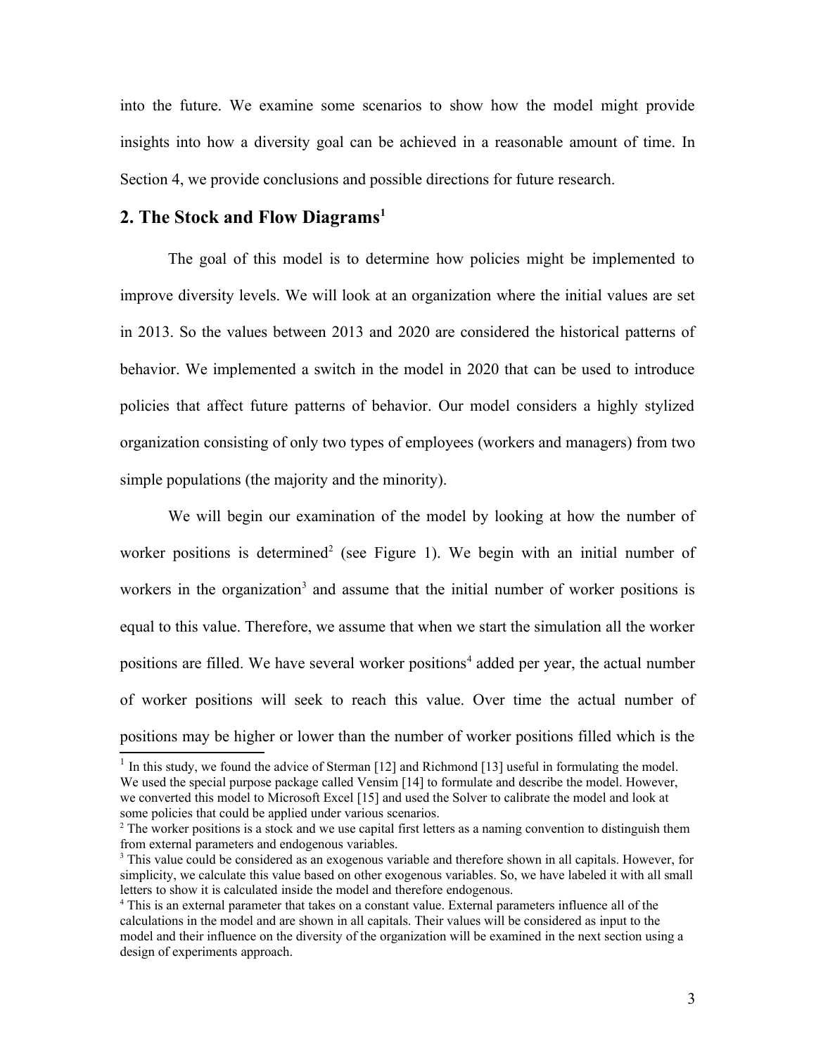into the future. We examine some scenarios to show how the model might provide insights into how a diversity goal can be achieved in a reasonable amount of time. In Section 4, we provide conclusions and possible directions for future research.

## 2. The Stock and Flow Diagrams[1]

The goal of this model is to determine how policies might be implemented to improve diversity levels. We will look at an organization where the initial values are set in 2013. So the values between 2013 and 2020 are considered the historical patterns of behavior. We implemented a switch in the model in 2020 that can be used to introduce policies that affect future patterns of behavior. Our model considers a highly stylized organization consisting of only two types of employees (workers and managers) from two simple populations (the majority and the minority).

We will begin our examination of the model by looking at how the number of worker positions is determined[2] (see Figure 1). We begin with an initial number of workers in the organization[3] and assume that the initial number of worker positions is equal to this value. Therefore, we assume that when we start the simulation all the worker positions are filled. We have several worker positions[4] added per year, the actual number of worker positions will seek to reach this value. Over time the actual number of positions may be higher or lower than the number of worker positions filled which is the

---

[1] In this study, we found the advice of Sterman [12] and Richmond [13] useful in formulating the model. We used the special purpose package called Vensim [14] to formulate and describe the model. However, we converted this model to Microsoft Excel [15] and used the Solver to calibrate the model and look at some policies that could be applied under various scenarios.

[2] The worker positions is a stock and we use capital first letters as a naming convention to distinguish them from external parameters and endogenous variables.

[3] This value could be considered as an exogenous variable and therefore shown in all capitals. However, for simplicity, we calculate this value based on other exogenous variables. So, we have labeled it with all small letters to show it is calculated inside the model and therefore endogenous.

[4] This is an external parameter that takes on a constant value. External parameters influence all of the calculations in the model and are shown in all capitals. Their values will be considered as input to the model and their influence on the diversity of the organization will be examined in the next section using a design of experiments approach.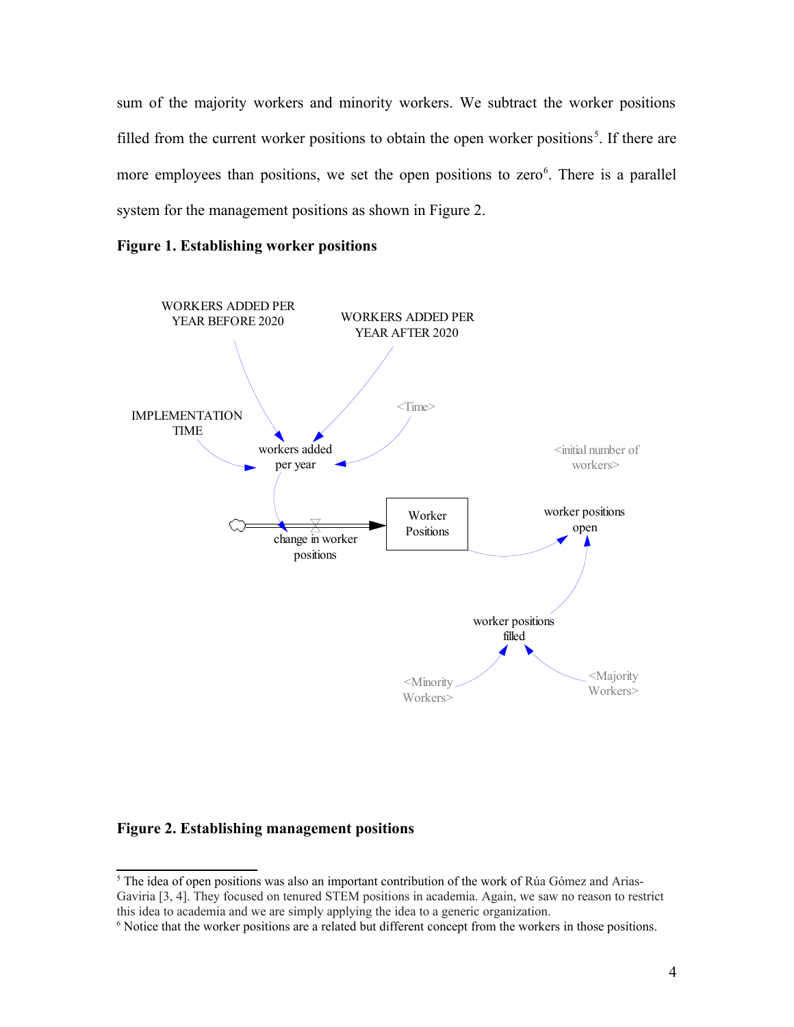sum of the majority workers and minority workers. We subtract the worker positions filled from the current worker positions to obtain the open worker positions[5]. If there are more employees than positions, we set the open positions to zero[6]. There is a parallel system for the management positions as shown in Figure 2.

**Figure 1. Establishing worker positions**

**Figure 2. Establishing management positions**

[5] The idea of open positions was also an important contribution of the work of Rúa Gómez and Arias-Gaviria [3, 4]. They focused on tenured STEM positions in academia. Again, we saw no reason to restrict this idea to academia and we are simply applying the idea to a generic organization.

[6] Notice that the worker positions are a related but different concept from the workers in those positions.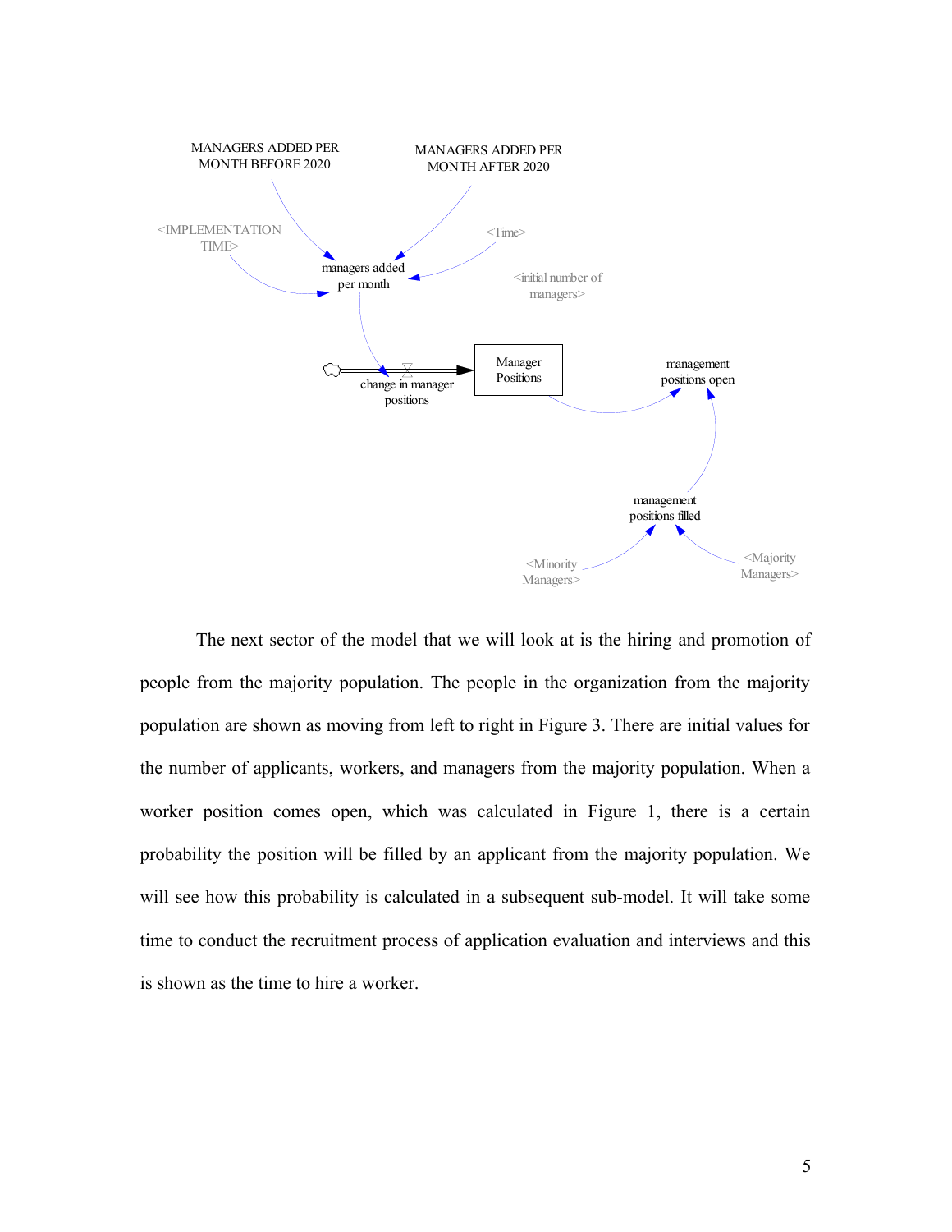The next sector of the model that we will look at is the hiring and promotion of people from the majority population. The people in the organization from the majority population are shown as moving from left to right in Figure 3. There are initial values for the number of applicants, workers, and managers from the majority population. When a worker position comes open, which was calculated in Figure 1, there is a certain probability the position will be filled by an applicant from the majority population. We will see how this probability is calculated in a subsequent sub-model. It will take some time to conduct the recruitment process of application evaluation and interviews and this is shown as the time to hire a worker.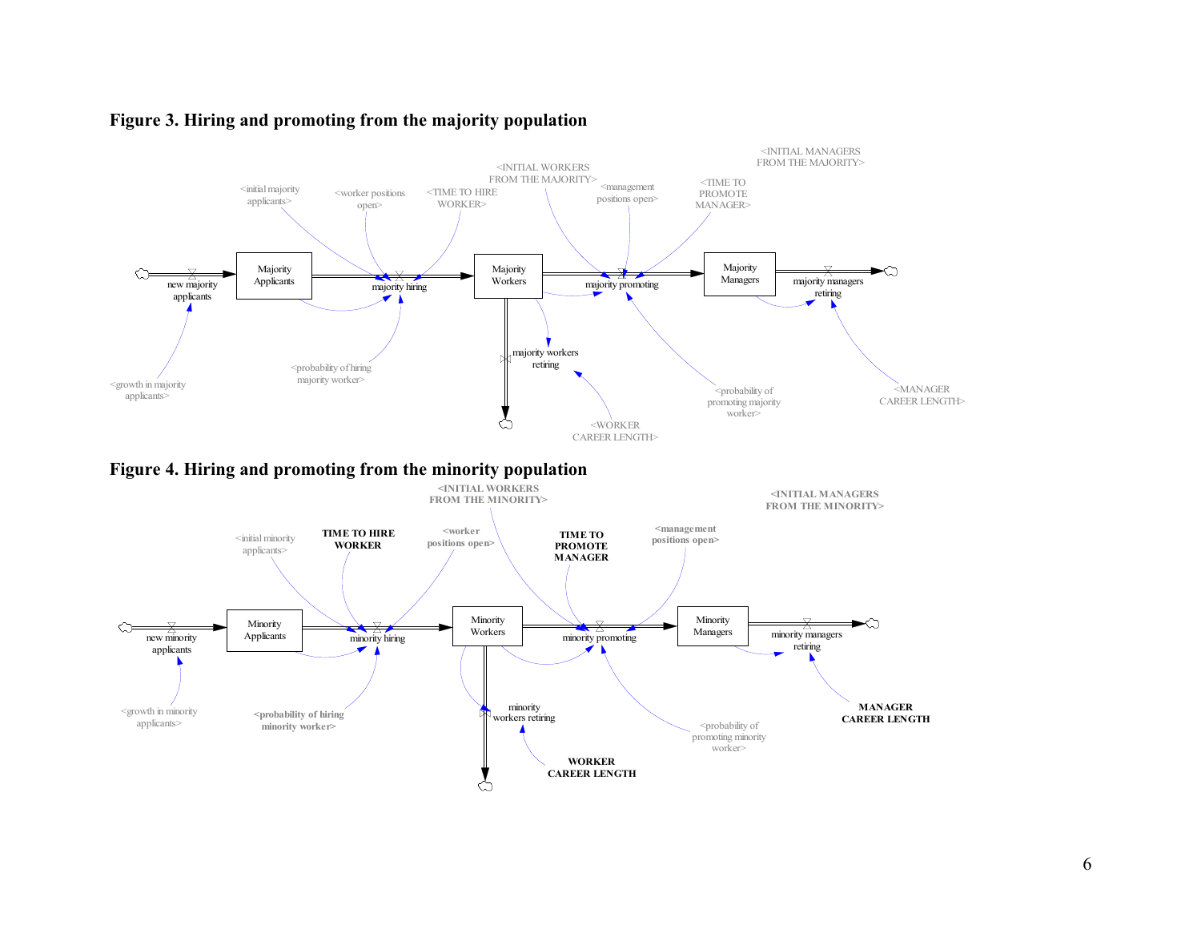**Figure 3. Hiring and promoting from the majority population**

**Figure 4. Hiring and promoting from the minority population**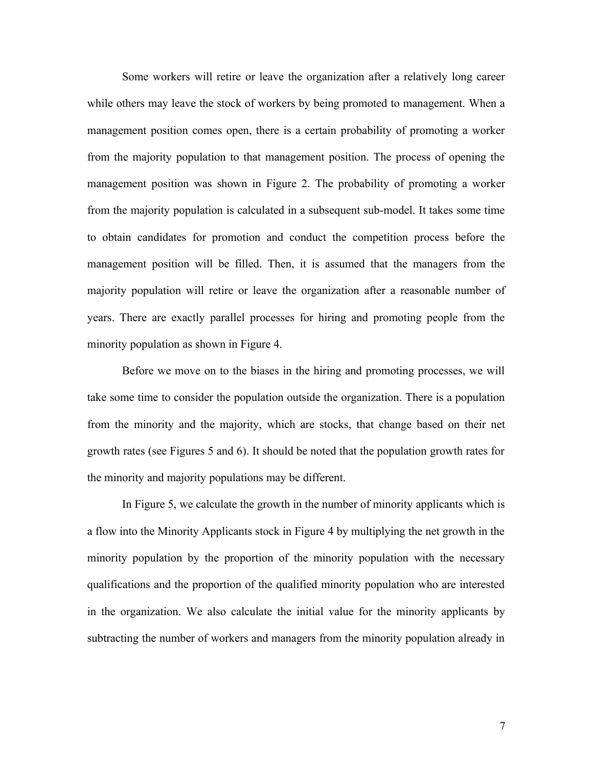Some workers will retire or leave the organization after a relatively long career while others may leave the stock of workers by being promoted to management. When a management position comes open, there is a certain probability of promoting a worker from the majority population to that management position. The process of opening the management position was shown in Figure 2. The probability of promoting a worker from the majority population is calculated in a subsequent sub-model. It takes some time to obtain candidates for promotion and conduct the competition process before the management position will be filled. Then, it is assumed that the managers from the majority population will retire or leave the organization after a reasonable number of years. There are exactly parallel processes for hiring and promoting people from the minority population as shown in Figure 4.

Before we move on to the biases in the hiring and promoting processes, we will take some time to consider the population outside the organization. There is a population from the minority and the majority, which are stocks, that change based on their net growth rates (see Figures 5 and 6). It should be noted that the population growth rates for the minority and majority populations may be different.

In Figure 5, we calculate the growth in the number of minority applicants which is a flow into the Minority Applicants stock in Figure 4 by multiplying the net growth in the minority population by the proportion of the minority population with the necessary qualifications and the proportion of the qualified minority population who are interested in the organization. We also calculate the initial value for the minority applicants by subtracting the number of workers and managers from the minority population already in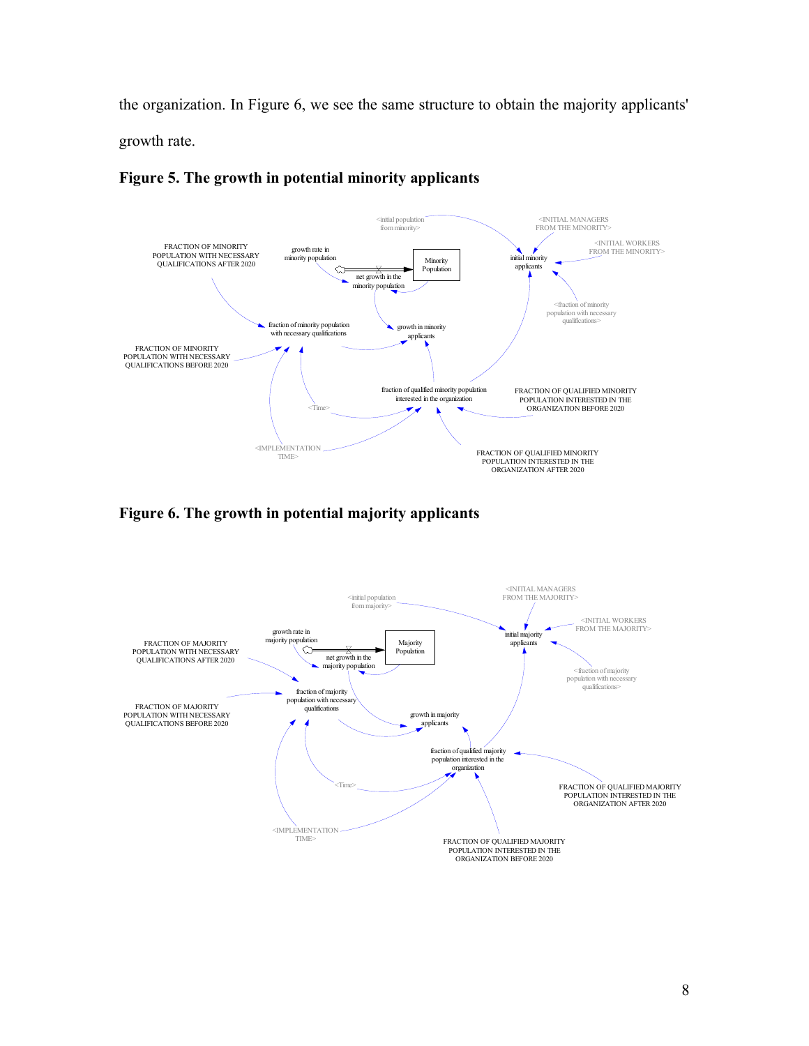the organization. In Figure 6, we see the same structure to obtain the majority applicants' growth rate.

**Figure 5. The growth in potential minority applicants**

**Figure 6. The growth in potential majority applicants**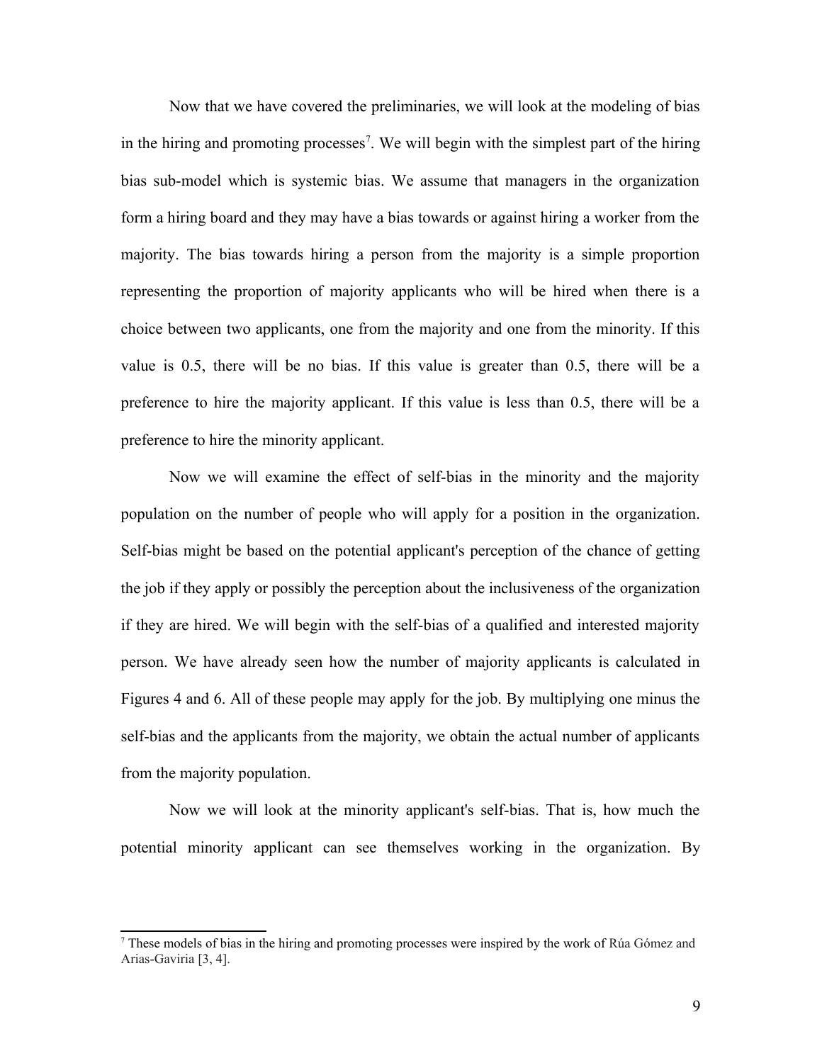Now that we have covered the preliminaries, we will look at the modeling of bias in the hiring and promoting processes[7]. We will begin with the simplest part of the hiring bias sub-model which is systemic bias. We assume that managers in the organization form a hiring board and they may have a bias towards or against hiring a worker from the majority. The bias towards hiring a person from the majority is a simple proportion representing the proportion of majority applicants who will be hired when there is a choice between two applicants, one from the majority and one from the minority. If this value is 0.5, there will be no bias. If this value is greater than 0.5, there will be a preference to hire the majority applicant. If this value is less than 0.5, there will be a preference to hire the minority applicant.

Now we will examine the effect of self-bias in the minority and the majority population on the number of people who will apply for a position in the organization. Self-bias might be based on the potential applicant's perception of the chance of getting the job if they apply or possibly the perception about the inclusiveness of the organization if they are hired. We will begin with the self-bias of a qualified and interested majority person. We have already seen how the number of majority applicants is calculated in Figures 4 and 6. All of these people may apply for the job. By multiplying one minus the self-bias and the applicants from the majority, we obtain the actual number of applicants from the majority population.

Now we will look at the minority applicant's self-bias. That is, how much the potential minority applicant can see themselves working in the organization. By

---

[7] These models of bias in the hiring and promoting processes were inspired by the work of Rúa Gómez and Arias-Gaviria [3, 4].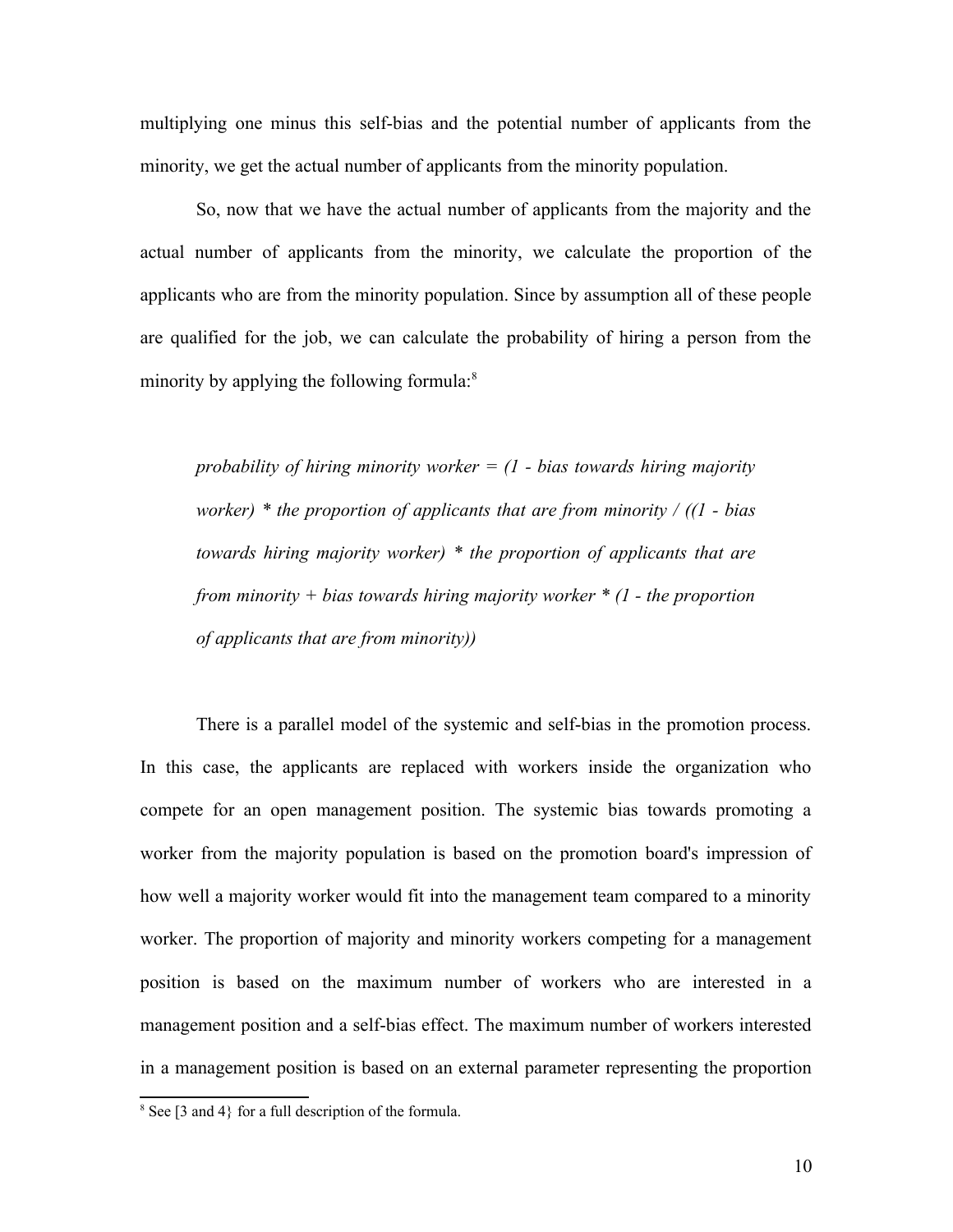multiplying one minus this self-bias and the potential number of applicants from the minority, we get the actual number of applicants from the minority population.

So, now that we have the actual number of applicants from the majority and the actual number of applicants from the minority, we calculate the proportion of the applicants who are from the minority population. Since by assumption all of these people are qualified for the job, we can calculate the probability of hiring a person from the minority by applying the following formula:[8]

> *probability of hiring minority worker = (1 - bias towards hiring majority worker) * the proportion of applicants that are from minority / ((1 - bias towards hiring majority worker) * the proportion of applicants that are from minority + bias towards hiring majority worker * (1 - the proportion of applicants that are from minority))*

There is a parallel model of the systemic and self-bias in the promotion process. In this case, the applicants are replaced with workers inside the organization who compete for an open management position. The systemic bias towards promoting a worker from the majority population is based on the promotion board's impression of how well a majority worker would fit into the management team compared to a minority worker. The proportion of majority and minority workers competing for a management position is based on the maximum number of workers who are interested in a management position and a self-bias effect. The maximum number of workers interested in a management position is based on an external parameter representing the proportion

---

[8] See [3 and 4} for a full description of the formula.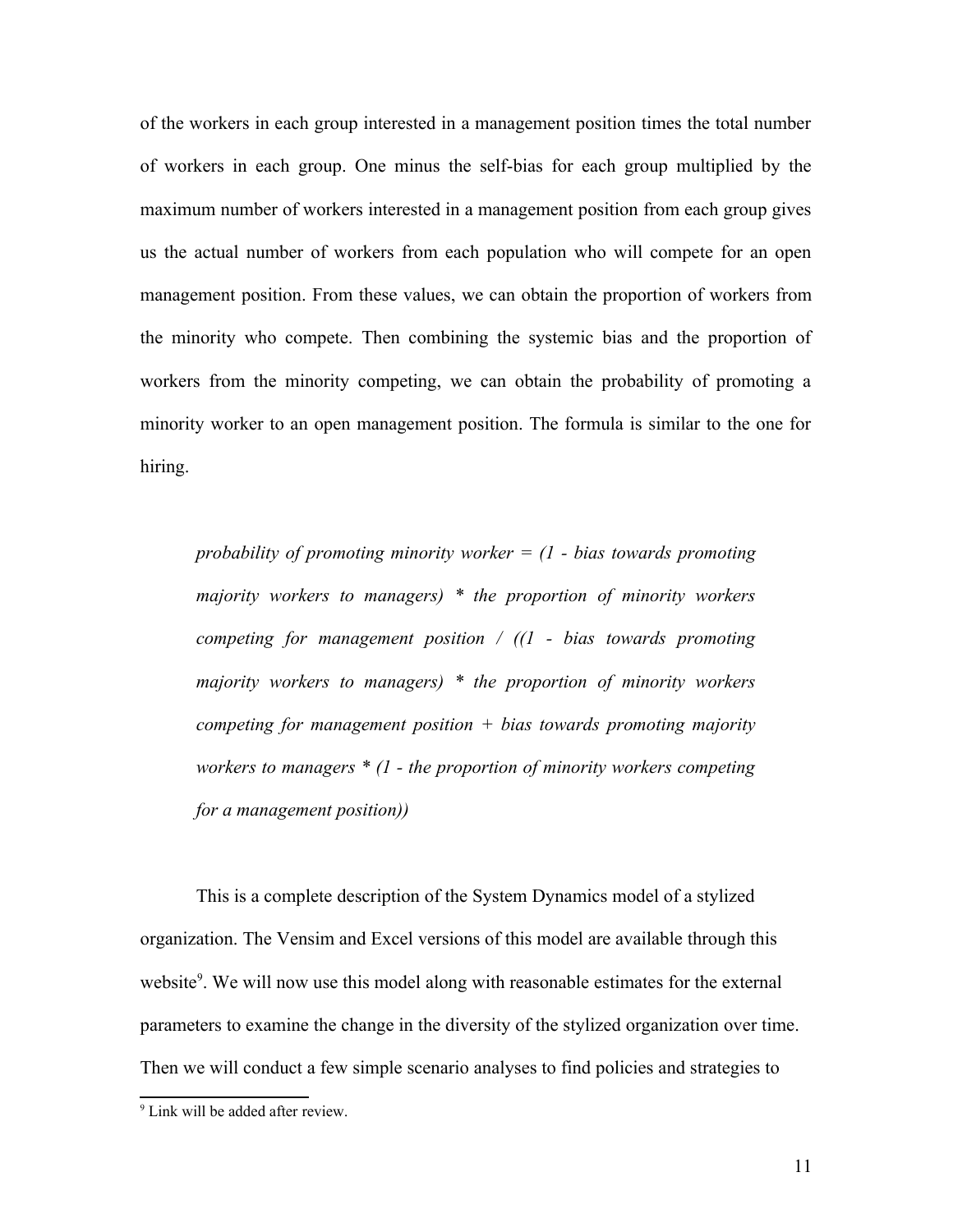of the workers in each group interested in a management position times the total number of workers in each group. One minus the self-bias for each group multiplied by the maximum number of workers interested in a management position from each group gives us the actual number of workers from each population who will compete for an open management position. From these values, we can obtain the proportion of workers from the minority who compete. Then combining the systemic bias and the proportion of workers from the minority competing, we can obtain the probability of promoting a minority worker to an open management position. The formula is similar to the one for hiring.

> *probability of promoting minority worker = (1 - bias towards promoting majority workers to managers) * the proportion of minority workers competing for management position / ((1 - bias towards promoting majority workers to managers) * the proportion of minority workers competing for management position + bias towards promoting majority workers to managers * (1 - the proportion of minority workers competing for a management position))*

This is a complete description of the System Dynamics model of a stylized organization. The Vensim and Excel versions of this model are available through this website[9]. We will now use this model along with reasonable estimates for the external parameters to examine the change in the diversity of the stylized organization over time. Then we will conduct a few simple scenario analyses to find policies and strategies to

[9] Link will be added after review.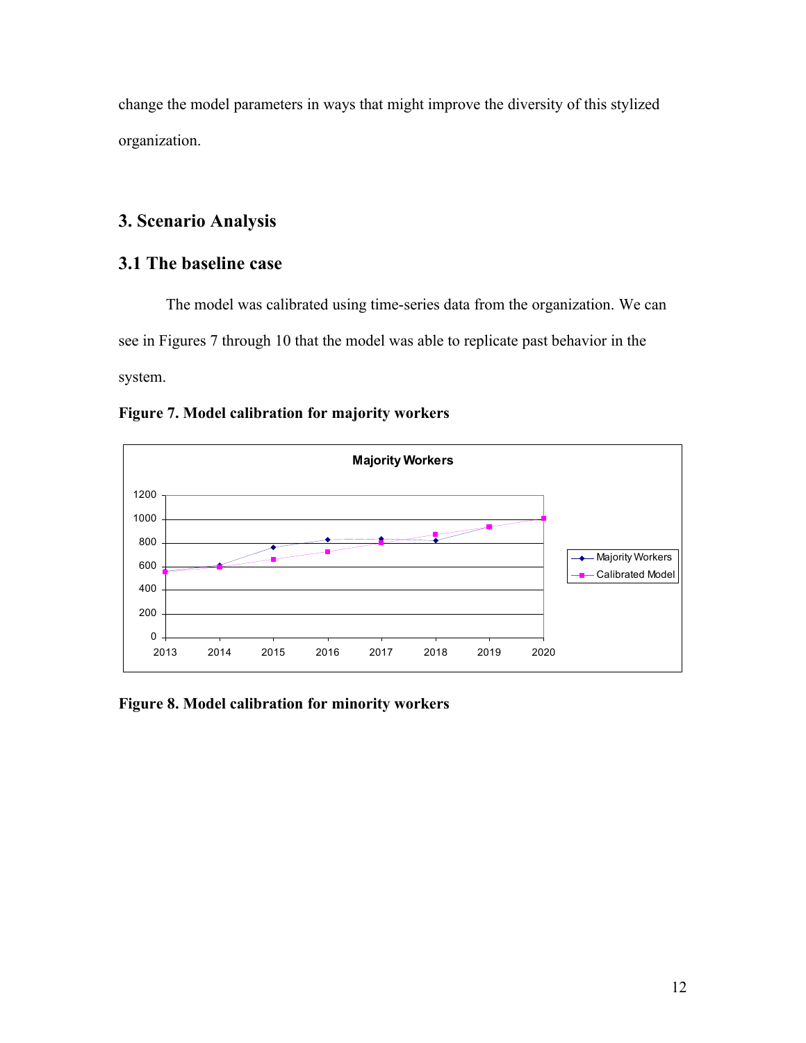change the model parameters in ways that might improve the diversity of this stylized organization.

## 3. Scenario Analysis

### 3.1 The baseline case

The model was calibrated using time-series data from the organization. We can see in Figures 7 through 10 that the model was able to replicate past behavior in the system.

**Figure 7. Model calibration for majority workers**

**Figure 8. Model calibration for minority workers**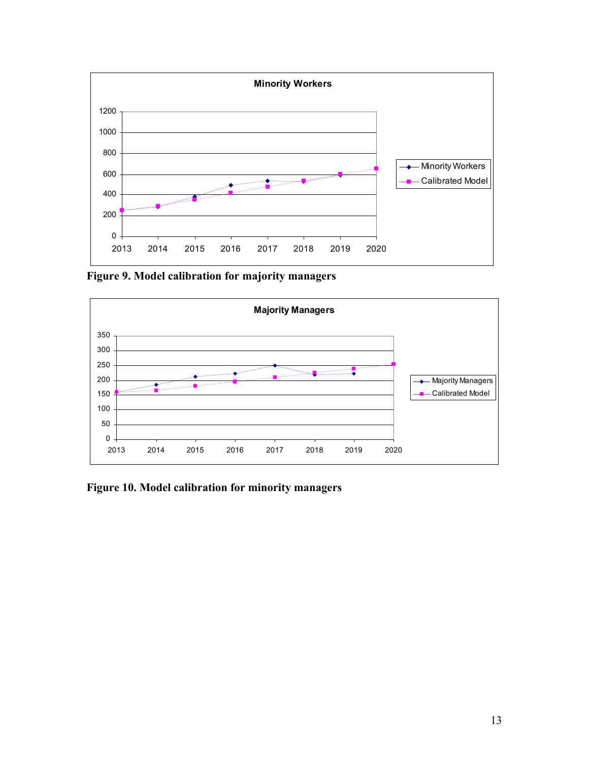**Minority Workers**

(Chart: Minority Workers vs. Calibrated Model, 2013–2020; y-axis 0–1200)

**Figure 9. Model calibration for majority managers**

**Majority Managers**

(Chart: Majority Managers vs. Calibrated Model, 2013–2020; y-axis 0–350)

**Figure 10. Model calibration for minority managers**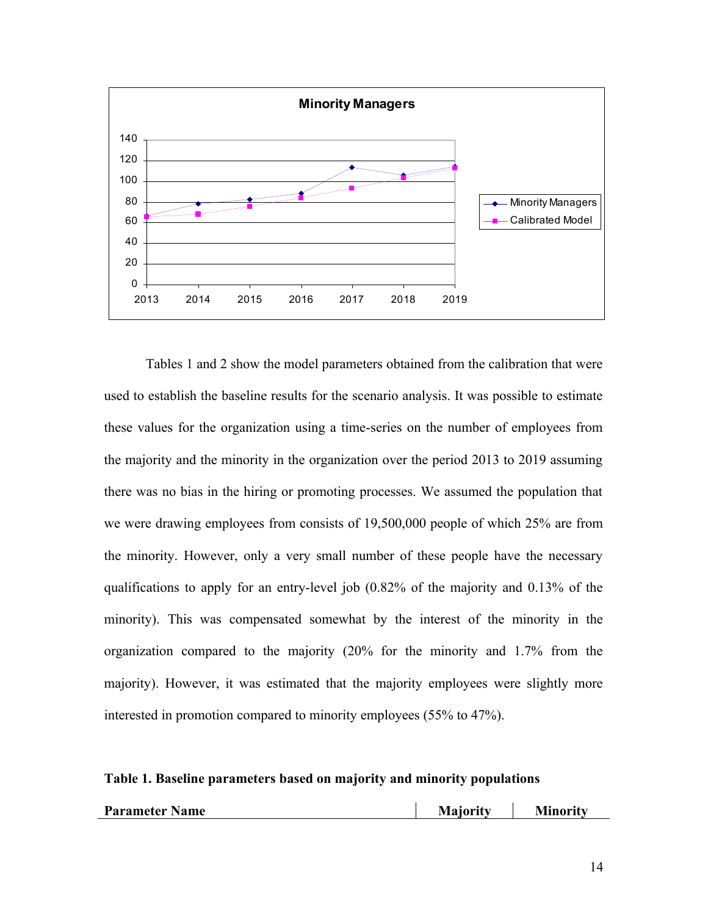Tables 1 and 2 show the model parameters obtained from the calibration that were used to establish the baseline results for the scenario analysis. It was possible to estimate these values for the organization using a time-series on the number of employees from the majority and the minority in the organization over the period 2013 to 2019 assuming there was no bias in the hiring or promoting processes. We assumed the population that we were drawing employees from consists of 19,500,000 people of which 25% are from the minority. However, only a very small number of these people have the necessary qualifications to apply for an entry-level job (0.82% of the majority and 0.13% of the minority). This was compensated somewhat by the interest of the minority in the organization compared to the majority (20% for the minority and 1.7% from the majority). However, it was estimated that the majority employees were slightly more interested in promotion compared to minority employees (55% to 47%).

**Table 1. Baseline parameters based on majority and minority populations**

| Parameter Name | Majority | Minority |
|---|---|---|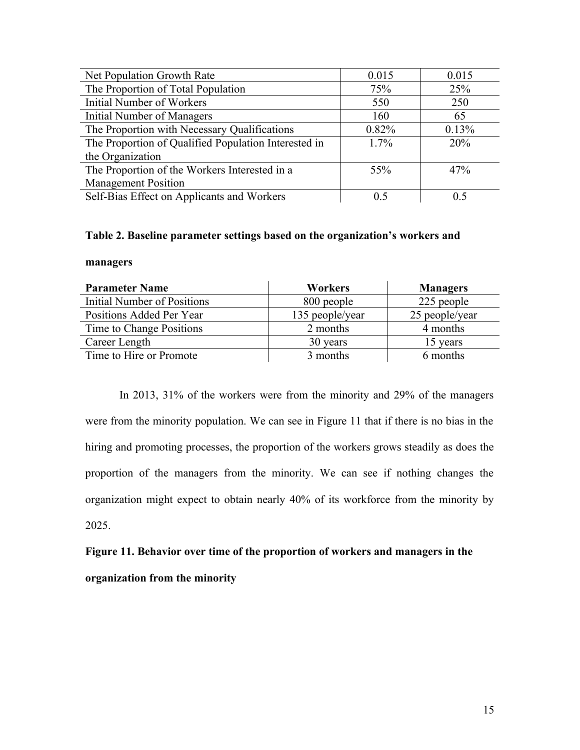| | | |
|---|---|---|
| Net Population Growth Rate | 0.015 | 0.015 |
| The Proportion of Total Population | 75% | 25% |
| Initial Number of Workers | 550 | 250 |
| Initial Number of Managers | 160 | 65 |
| The Proportion with Necessary Qualifications | 0.82% | 0.13% |
| The Proportion of Qualified Population Interested in the Organization | 1.7% | 20% |
| The Proportion of the Workers Interested in a Management Position | 55% | 47% |
| Self-Bias Effect on Applicants and Workers | 0.5 | 0.5 |

**Table 2. Baseline parameter settings based on the organization's workers and managers**

| Parameter Name | Workers | Managers |
|---|---|---|
| Initial Number of Positions | 800 people | 225 people |
| Positions Added Per Year | 135 people/year | 25 people/year |
| Time to Change Positions | 2 months | 4 months |
| Career Length | 30 years | 15 years |
| Time to Hire or Promote | 3 months | 6 months |

In 2013, 31% of the workers were from the minority and 29% of the managers were from the minority population. We can see in Figure 11 that if there is no bias in the hiring and promoting processes, the proportion of the workers grows steadily as does the proportion of the managers from the minority. We can see if nothing changes the organization might expect to obtain nearly 40% of its workforce from the minority by 2025.

**Figure 11. Behavior over time of the proportion of workers and managers in the organization from the minority**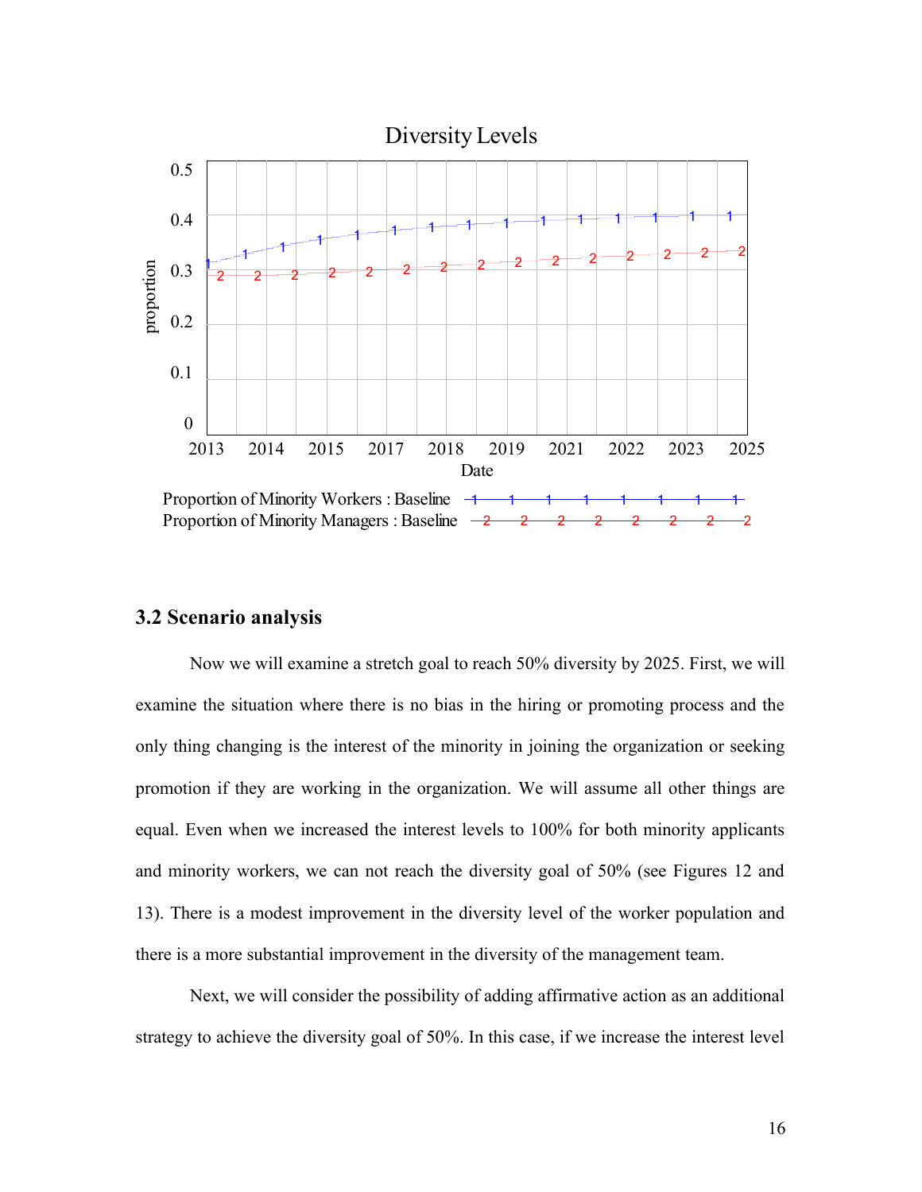### 3.2 Scenario analysis

Now we will examine a stretch goal to reach 50% diversity by 2025. First, we will examine the situation where there is no bias in the hiring or promoting process and the only thing changing is the interest of the minority in joining the organization or seeking promotion if they are working in the organization. We will assume all other things are equal. Even when we increased the interest levels to 100% for both minority applicants and minority workers, we can not reach the diversity goal of 50% (see Figures 12 and 13). There is a modest improvement in the diversity level of the worker population and there is a more substantial improvement in the diversity of the management team.

Next, we will consider the possibility of adding affirmative action as an additional strategy to achieve the diversity goal of 50%. In this case, if we increase the interest level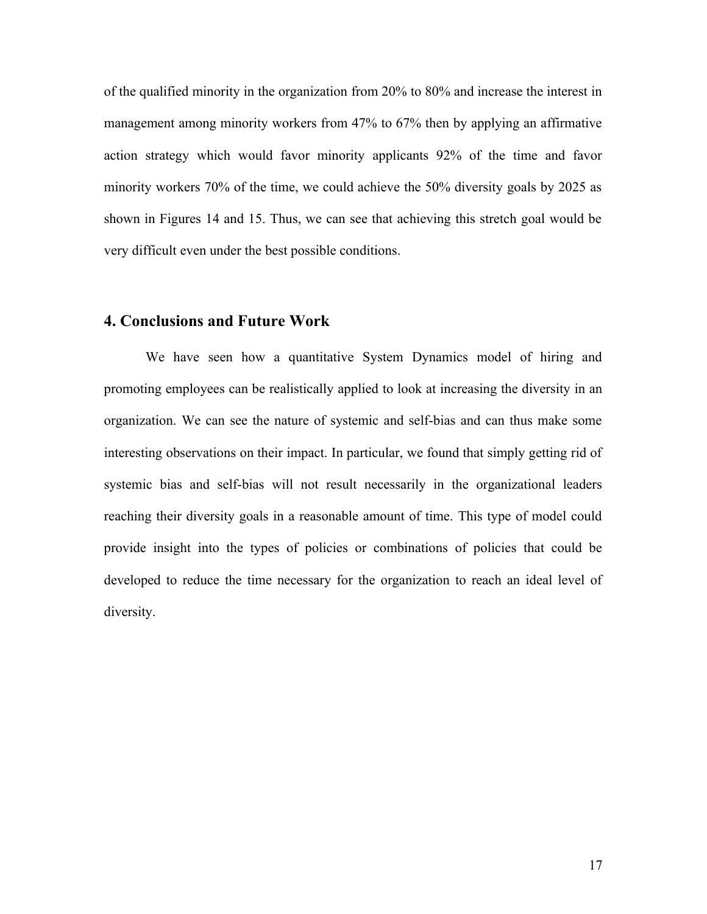of the qualified minority in the organization from 20% to 80% and increase the interest in management among minority workers from 47% to 67% then by applying an affirmative action strategy which would favor minority applicants 92% of the time and favor minority workers 70% of the time, we could achieve the 50% diversity goals by 2025 as shown in Figures 14 and 15. Thus, we can see that achieving this stretch goal would be very difficult even under the best possible conditions.

## 4. Conclusions and Future Work

We have seen how a quantitative System Dynamics model of hiring and promoting employees can be realistically applied to look at increasing the diversity in an organization. We can see the nature of systemic and self-bias and can thus make some interesting observations on their impact. In particular, we found that simply getting rid of systemic bias and self-bias will not result necessarily in the organizational leaders reaching their diversity goals in a reasonable amount of time. This type of model could provide insight into the types of policies or combinations of policies that could be developed to reduce the time necessary for the organization to reach an ideal level of diversity.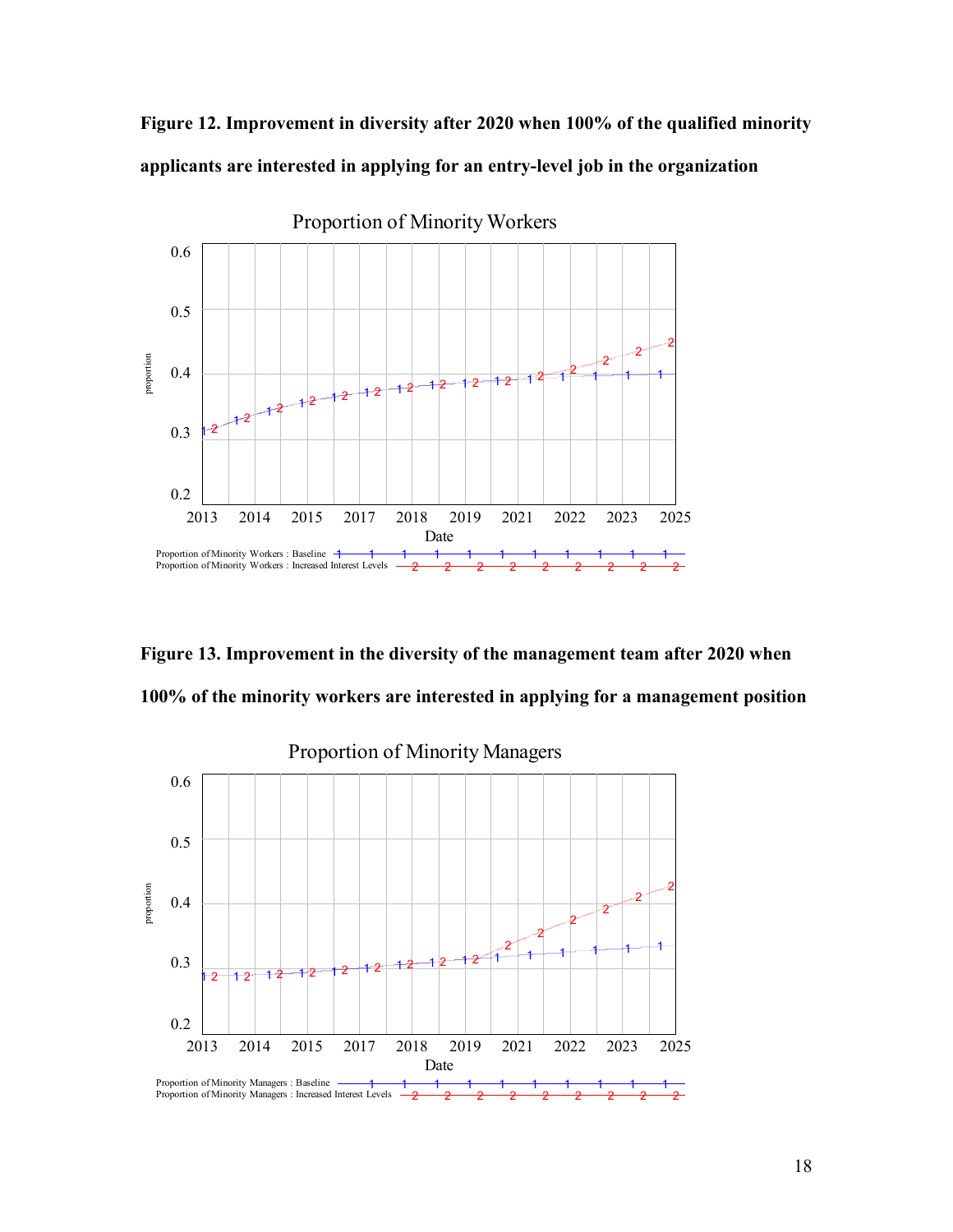**Figure 12. Improvement in diversity after 2020 when 100% of the qualified minority applicants are interested in applying for an entry-level job in the organization**

**Figure 13. Improvement in the diversity of the management team after 2020 when 100% of the minority workers are interested in applying for a management position**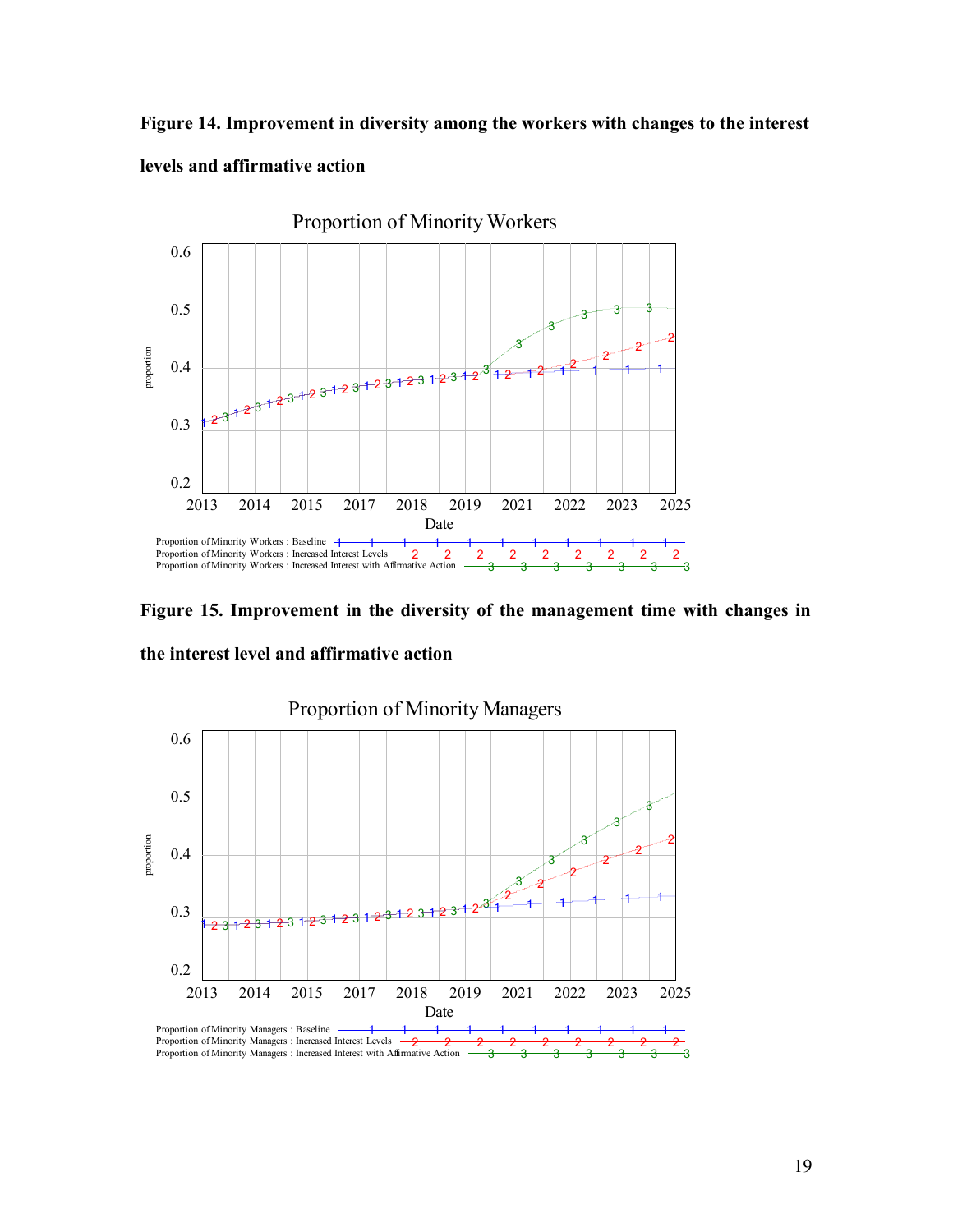**Figure 14. Improvement in diversity among the workers with changes to the interest levels and affirmative action**

**Figure 15. Improvement in the diversity of the management time with changes in the interest level and affirmative action**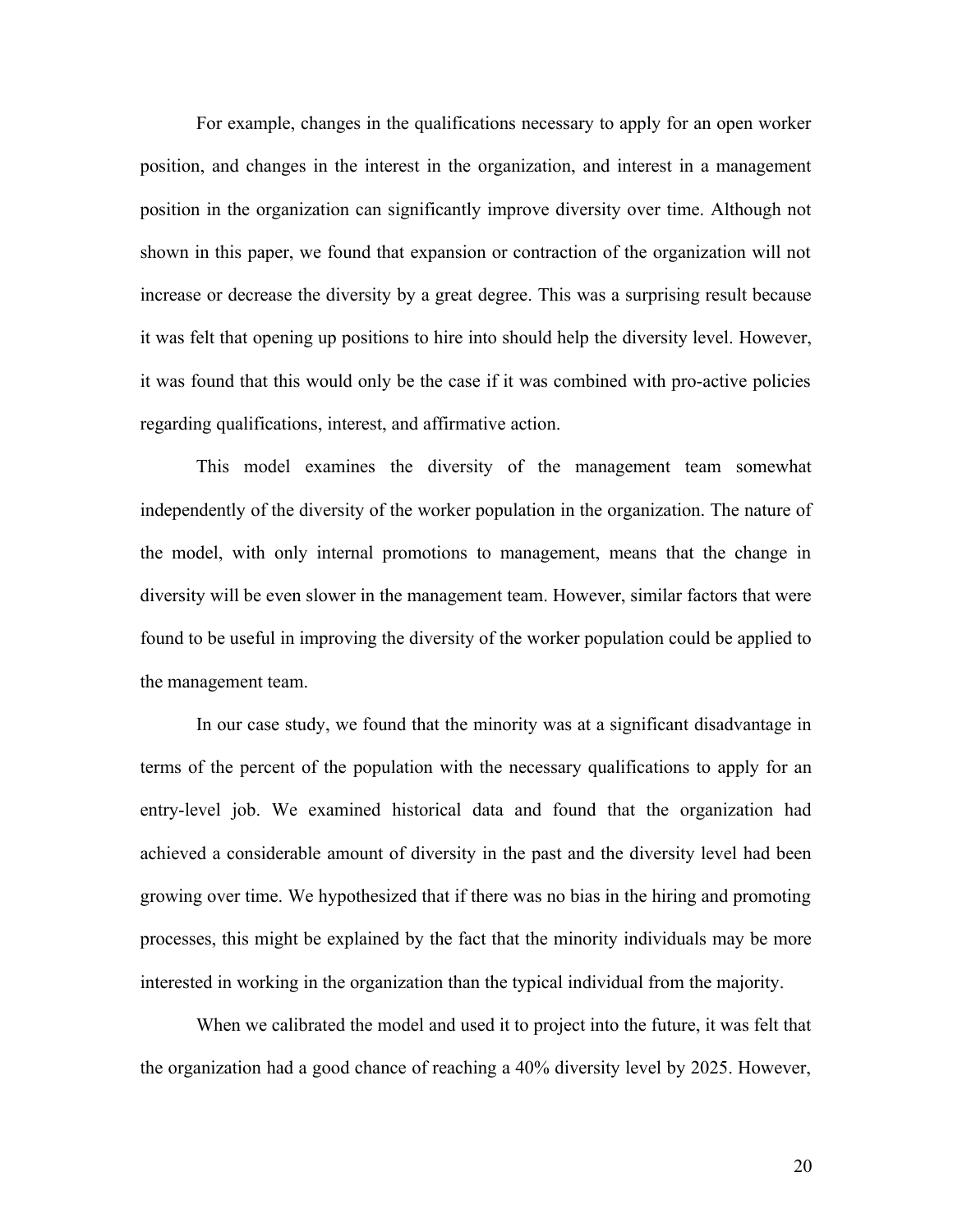For example, changes in the qualifications necessary to apply for an open worker position, and changes in the interest in the organization, and interest in a management position in the organization can significantly improve diversity over time. Although not shown in this paper, we found that expansion or contraction of the organization will not increase or decrease the diversity by a great degree. This was a surprising result because it was felt that opening up positions to hire into should help the diversity level. However, it was found that this would only be the case if it was combined with pro-active policies regarding qualifications, interest, and affirmative action.

This model examines the diversity of the management team somewhat independently of the diversity of the worker population in the organization. The nature of the model, with only internal promotions to management, means that the change in diversity will be even slower in the management team. However, similar factors that were found to be useful in improving the diversity of the worker population could be applied to the management team.

In our case study, we found that the minority was at a significant disadvantage in terms of the percent of the population with the necessary qualifications to apply for an entry-level job. We examined historical data and found that the organization had achieved a considerable amount of diversity in the past and the diversity level had been growing over time. We hypothesized that if there was no bias in the hiring and promoting processes, this might be explained by the fact that the minority individuals may be more interested in working in the organization than the typical individual from the majority.

When we calibrated the model and used it to project into the future, it was felt that the organization had a good chance of reaching a 40% diversity level by 2025. However,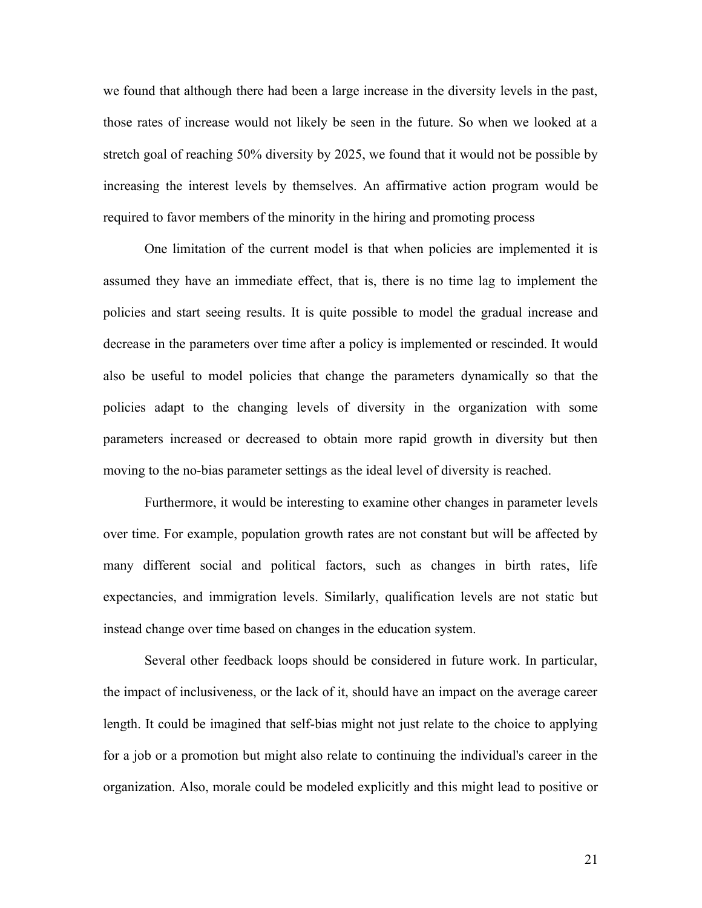we found that although there had been a large increase in the diversity levels in the past, those rates of increase would not likely be seen in the future. So when we looked at a stretch goal of reaching 50% diversity by 2025, we found that it would not be possible by increasing the interest levels by themselves. An affirmative action program would be required to favor members of the minority in the hiring and promoting process

One limitation of the current model is that when policies are implemented it is assumed they have an immediate effect, that is, there is no time lag to implement the policies and start seeing results. It is quite possible to model the gradual increase and decrease in the parameters over time after a policy is implemented or rescinded. It would also be useful to model policies that change the parameters dynamically so that the policies adapt to the changing levels of diversity in the organization with some parameters increased or decreased to obtain more rapid growth in diversity but then moving to the no-bias parameter settings as the ideal level of diversity is reached.

Furthermore, it would be interesting to examine other changes in parameter levels over time. For example, population growth rates are not constant but will be affected by many different social and political factors, such as changes in birth rates, life expectancies, and immigration levels. Similarly, qualification levels are not static but instead change over time based on changes in the education system.

Several other feedback loops should be considered in future work. In particular, the impact of inclusiveness, or the lack of it, should have an impact on the average career length. It could be imagined that self-bias might not just relate to the choice to applying for a job or a promotion but might also relate to continuing the individual's career in the organization. Also, morale could be modeled explicitly and this might lead to positive or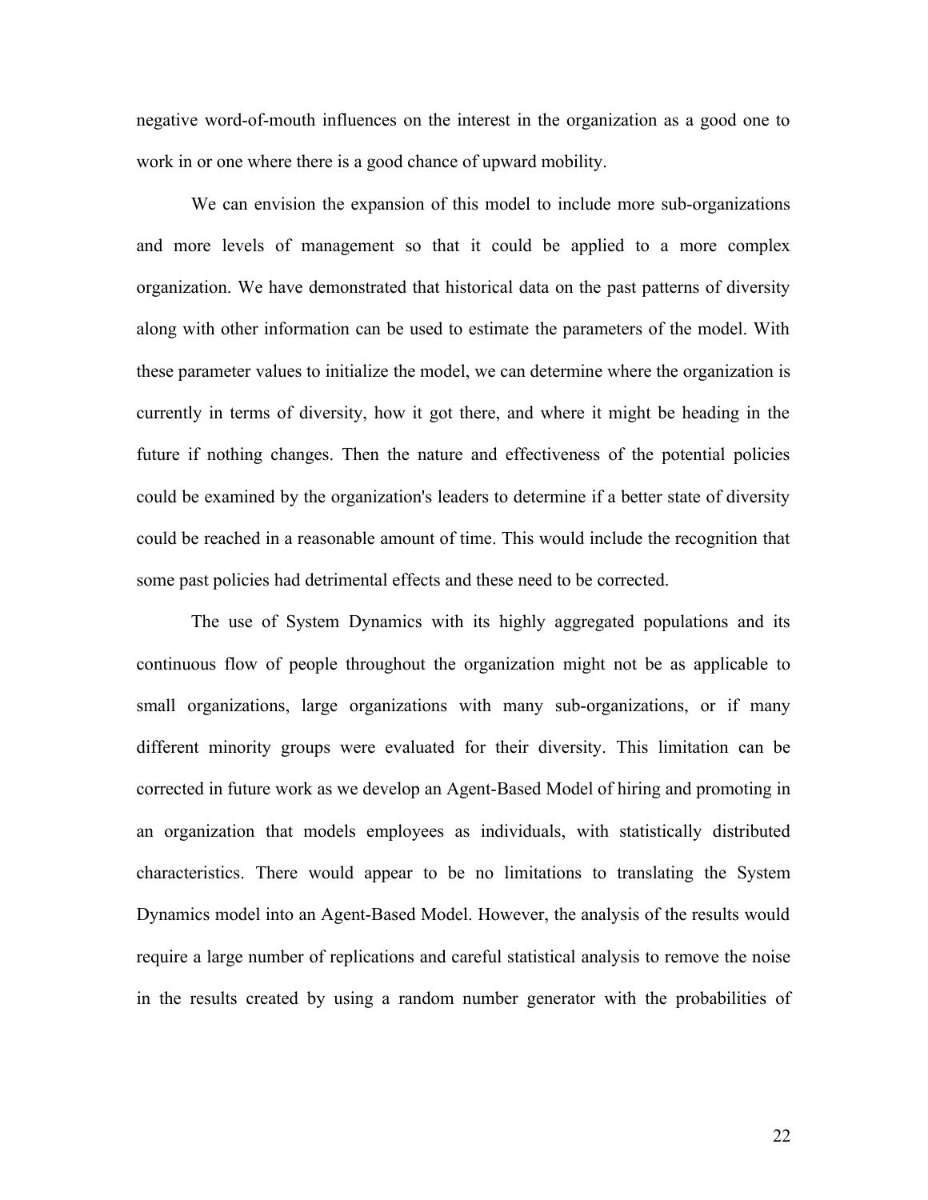negative word-of-mouth influences on the interest in the organization as a good one to work in or one where there is a good chance of upward mobility.

We can envision the expansion of this model to include more sub-organizations and more levels of management so that it could be applied to a more complex organization. We have demonstrated that historical data on the past patterns of diversity along with other information can be used to estimate the parameters of the model. With these parameter values to initialize the model, we can determine where the organization is currently in terms of diversity, how it got there, and where it might be heading in the future if nothing changes. Then the nature and effectiveness of the potential policies could be examined by the organization's leaders to determine if a better state of diversity could be reached in a reasonable amount of time. This would include the recognition that some past policies had detrimental effects and these need to be corrected.

The use of System Dynamics with its highly aggregated populations and its continuous flow of people throughout the organization might not be as applicable to small organizations, large organizations with many sub-organizations, or if many different minority groups were evaluated for their diversity. This limitation can be corrected in future work as we develop an Agent-Based Model of hiring and promoting in an organization that models employees as individuals, with statistically distributed characteristics. There would appear to be no limitations to translating the System Dynamics model into an Agent-Based Model. However, the analysis of the results would require a large number of replications and careful statistical analysis to remove the noise in the results created by using a random number generator with the probabilities of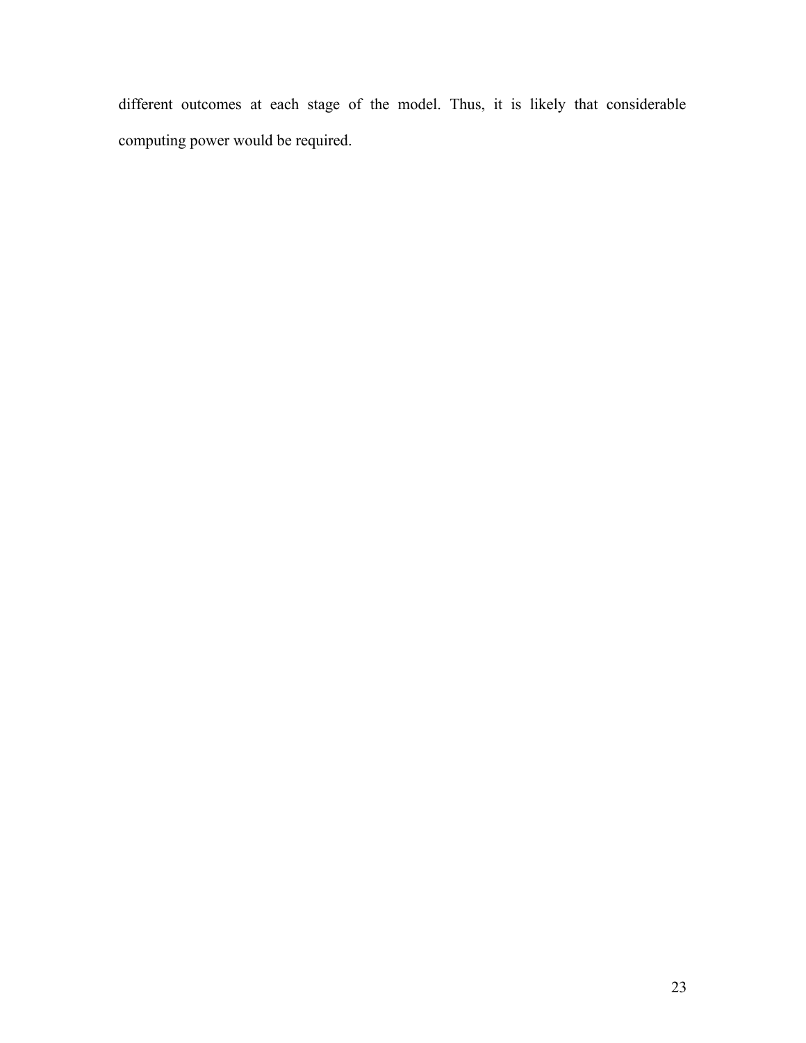different outcomes at each stage of the model. Thus, it is likely that considerable computing power would be required.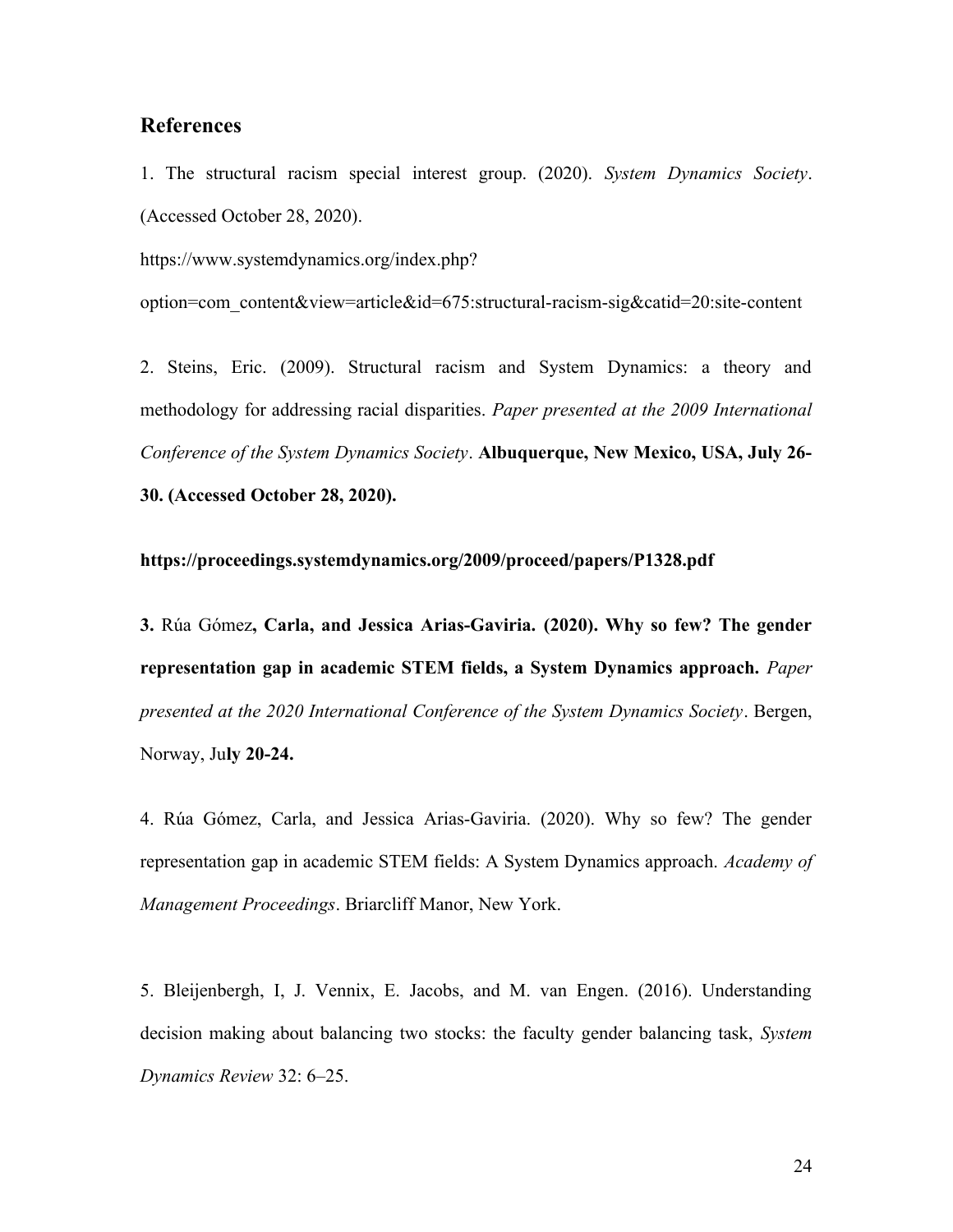## References

1. The structural racism special interest group. (2020). *System Dynamics Society*. (Accessed October 28, 2020).

https://www.systemdynamics.org/index.php?option=com_content&view=article&id=675:structural-racism-sig&catid=20:site-content

2. Steins, Eric. (2009). Structural racism and System Dynamics: a theory and methodology for addressing racial disparities. *Paper presented at the 2009 International Conference of the System Dynamics Society*. **Albuquerque, New Mexico, USA, July 26-30. (Accessed October 28, 2020).**

**https://proceedings.systemdynamics.org/2009/proceed/papers/P1328.pdf**

**3.** Rúa Gómez**, Carla, and Jessica Arias-Gaviria. (2020). Why so few? The gender representation gap in academic STEM fields, a System Dynamics approach.** *Paper presented at the 2020 International Conference of the System Dynamics Society*. Bergen, Norway, Ju**ly 20-24.**

4. Rúa Gómez, Carla, and Jessica Arias-Gaviria. (2020). Why so few? The gender representation gap in academic STEM fields: A System Dynamics approach. *Academy of Management Proceedings*. Briarcliff Manor, New York.

5. Bleijenbergh, I, J. Vennix, E. Jacobs, and M. van Engen. (2016). Understanding decision making about balancing two stocks: the faculty gender balancing task, *System Dynamics Review* 32: 6–25.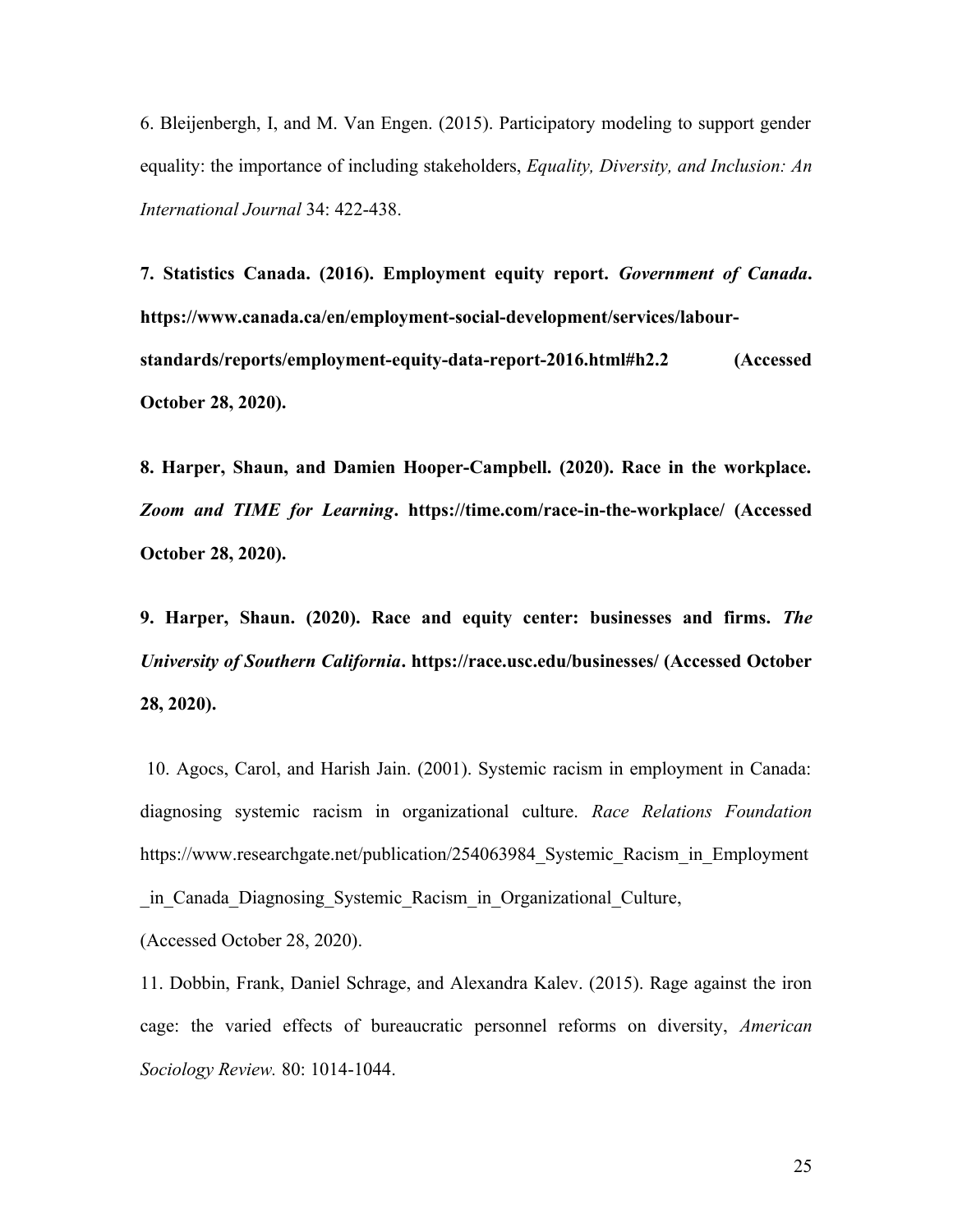6. Bleijenbergh, I, and M. Van Engen. (2015). Participatory modeling to support gender equality: the importance of including stakeholders, *Equality, Diversity, and Inclusion: An International Journal* 34: 422-438.

**7. Statistics Canada. (2016). Employment equity report. *Government of Canada*. https://www.canada.ca/en/employment-social-development/services/labour-standards/reports/employment-equity-data-report-2016.html#h2.2 (Accessed October 28, 2020).**

**8. Harper, Shaun, and Damien Hooper-Campbell. (2020). Race in the workplace. *Zoom and TIME for Learning*. https://time.com/race-in-the-workplace/ (Accessed October 28, 2020).**

**9. Harper, Shaun. (2020). Race and equity center: businesses and firms. *The University of Southern California*. https://race.usc.edu/businesses/ (Accessed October 28, 2020).**

10. Agocs, Carol, and Harish Jain. (2001). Systemic racism in employment in Canada: diagnosing systemic racism in organizational culture. *Race Relations Foundation* https://www.researchgate.net/publication/254063984_Systemic_Racism_in_Employment_in_Canada_Diagnosing_Systemic_Racism_in_Organizational_Culture, (Accessed October 28, 2020).

11. Dobbin, Frank, Daniel Schrage, and Alexandra Kalev. (2015). Rage against the iron cage: the varied effects of bureaucratic personnel reforms on diversity, *American Sociology Review.* 80: 1014-1044.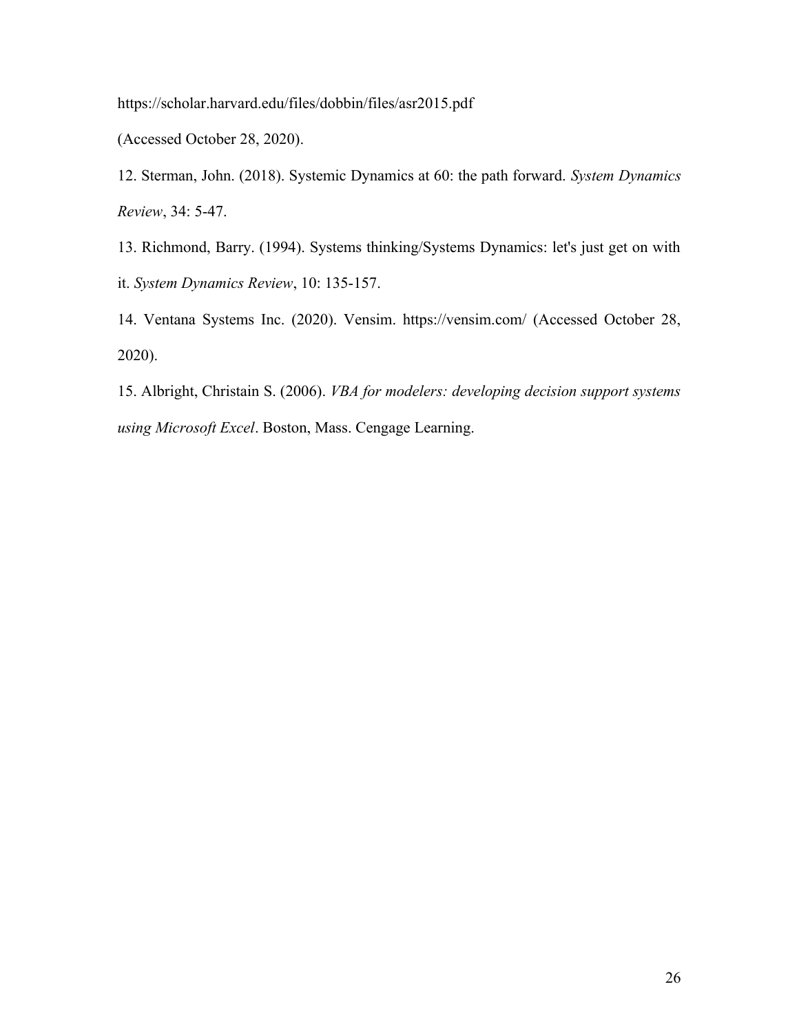https://scholar.harvard.edu/files/dobbin/files/asr2015.pdf

(Accessed October 28, 2020).

12. Sterman, John. (2018). Systemic Dynamics at 60: the path forward. *System Dynamics Review*, 34: 5-47.

13. Richmond, Barry. (1994). Systems thinking/Systems Dynamics: let's just get on with it. *System Dynamics Review*, 10: 135-157.

14. Ventana Systems Inc. (2020). Vensim. https://vensim.com/ (Accessed October 28, 2020).

15. Albright, Christain S. (2006). *VBA for modelers: developing decision support systems using Microsoft Excel*. Boston, Mass. Cengage Learning.